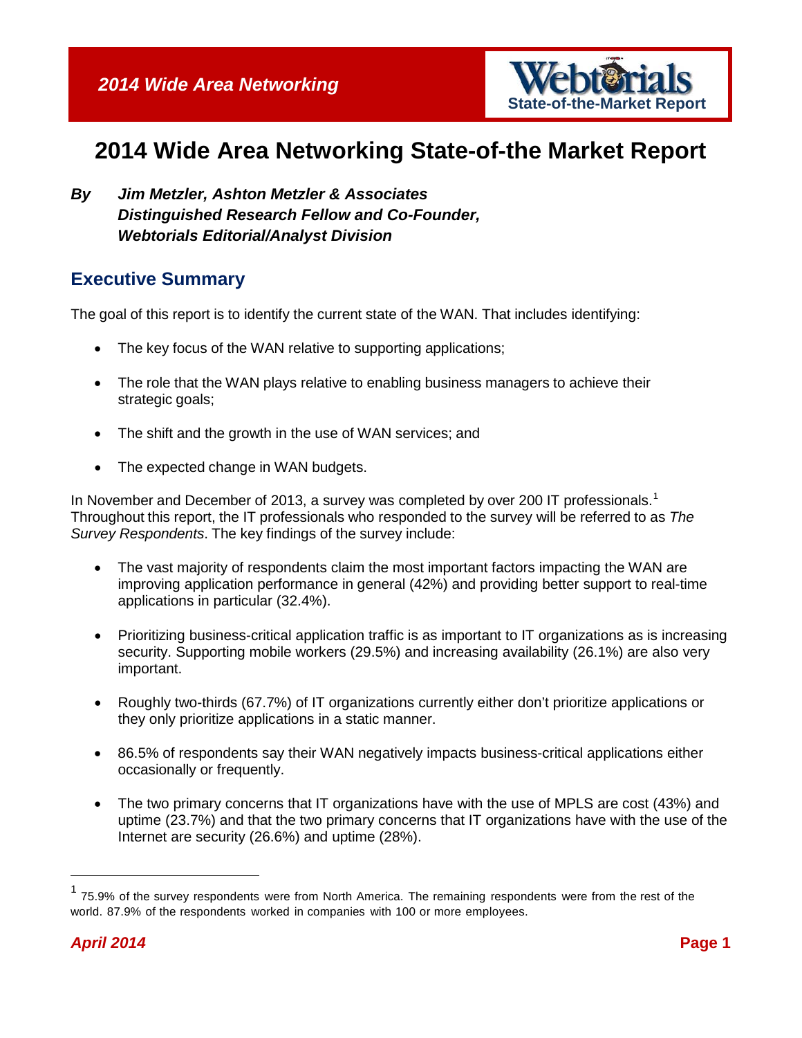# 2014 Wide Area Networking State-of-the Market Report

***By Jim Metzler, Ashton Metzler & Associates***
***Distinguished Research Fellow and Co-Founder,***
***Webtorials Editorial/Analyst Division***

## Executive Summary

The goal of this report is to identify the current state of the WAN. That includes identifying:

- The key focus of the WAN relative to supporting applications;
- The role that the WAN plays relative to enabling business managers to achieve their strategic goals;
- The shift and the growth in the use of WAN services; and
- The expected change in WAN budgets.

In November and December of 2013, a survey was completed by over 200 IT professionals.[1] Throughout this report, the IT professionals who responded to the survey will be referred to as *The Survey Respondents*. The key findings of the survey include:

- The vast majority of respondents claim the most important factors impacting the WAN are improving application performance in general (42%) and providing better support to real-time applications in particular (32.4%).
- Prioritizing business-critical application traffic is as important to IT organizations as is increasing security. Supporting mobile workers (29.5%) and increasing availability (26.1%) are also very important.
- Roughly two-thirds (67.7%) of IT organizations currently either don't prioritize applications or they only prioritize applications in a static manner.
- 86.5% of respondents say their WAN negatively impacts business-critical applications either occasionally or frequently.
- The two primary concerns that IT organizations have with the use of MPLS are cost (43%) and uptime (23.7%) and that the two primary concerns that IT organizations have with the use of the Internet are security (26.6%) and uptime (28%).

---

[1] 75.9% of the survey respondents were from North America. The remaining respondents were from the rest of the world. 87.9% of the respondents worked in companies with 100 or more employees.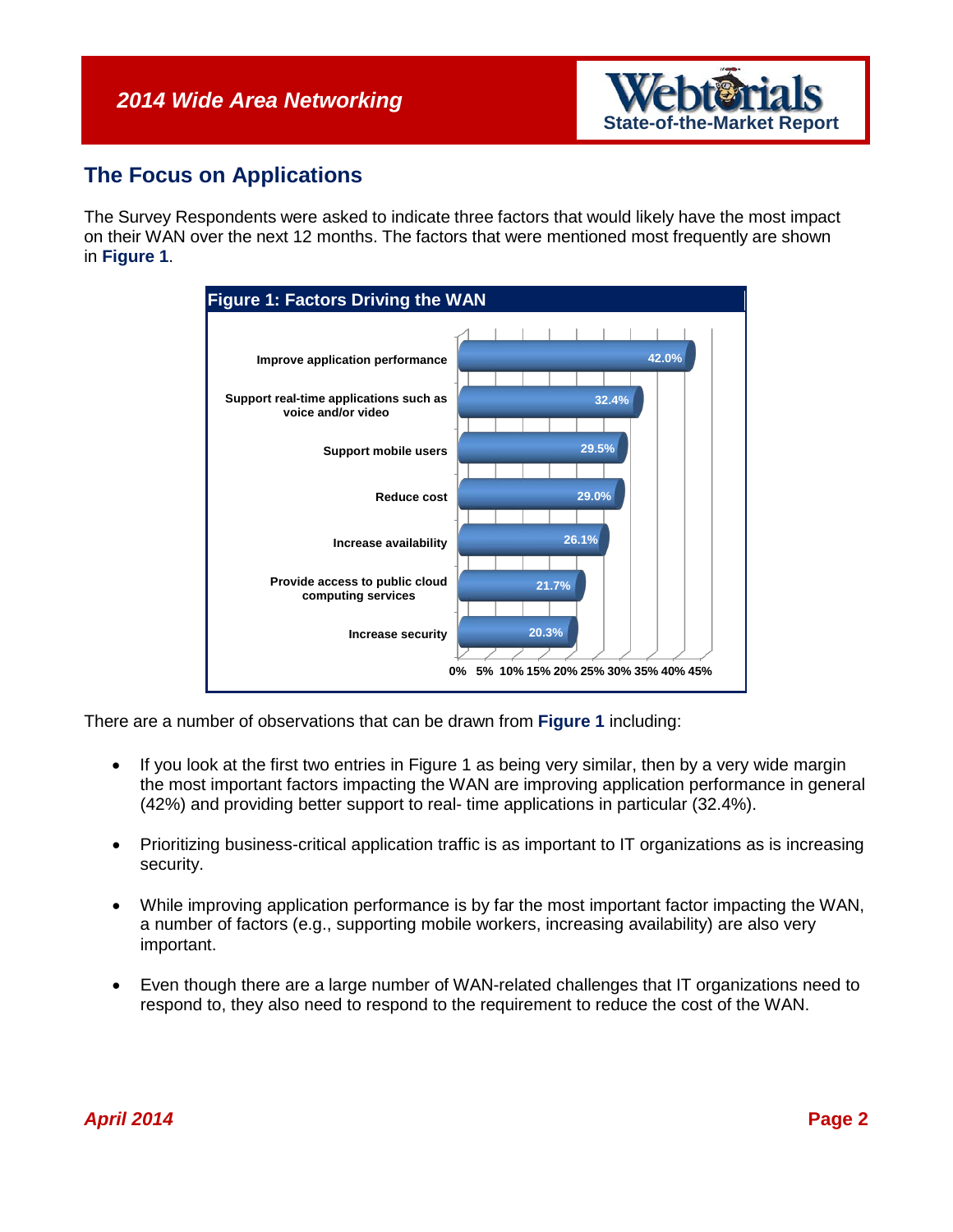## The Focus on Applications

The Survey Respondents were asked to indicate three factors that would likely have the most impact on their WAN over the next 12 months. The factors that were mentioned most frequently are shown in **Figure 1**.

**Figure 1: Factors Driving the WAN**

| Factor | Percentage |
| --- | --- |
| Improve application performance | 42.0% |
| Support real-time applications such as voice and/or video | 32.4% |
| Support mobile users | 29.5% |
| Reduce cost | 29.0% |
| Increase availability | 26.1% |
| Provide access to public cloud computing services | 21.7% |
| Increase security | 20.3% |

There are a number of observations that can be drawn from **Figure 1** including:

- If you look at the first two entries in Figure 1 as being very similar, then by a very wide margin the most important factors impacting the WAN are improving application performance in general (42%) and providing better support to real- time applications in particular (32.4%).
- Prioritizing business-critical application traffic is as important to IT organizations as is increasing security.
- While improving application performance is by far the most important factor impacting the WAN, a number of factors (e.g., supporting mobile workers, increasing availability) are also very important.
- Even though there are a large number of WAN-related challenges that IT organizations need to respond to, they also need to respond to the requirement to reduce the cost of the WAN.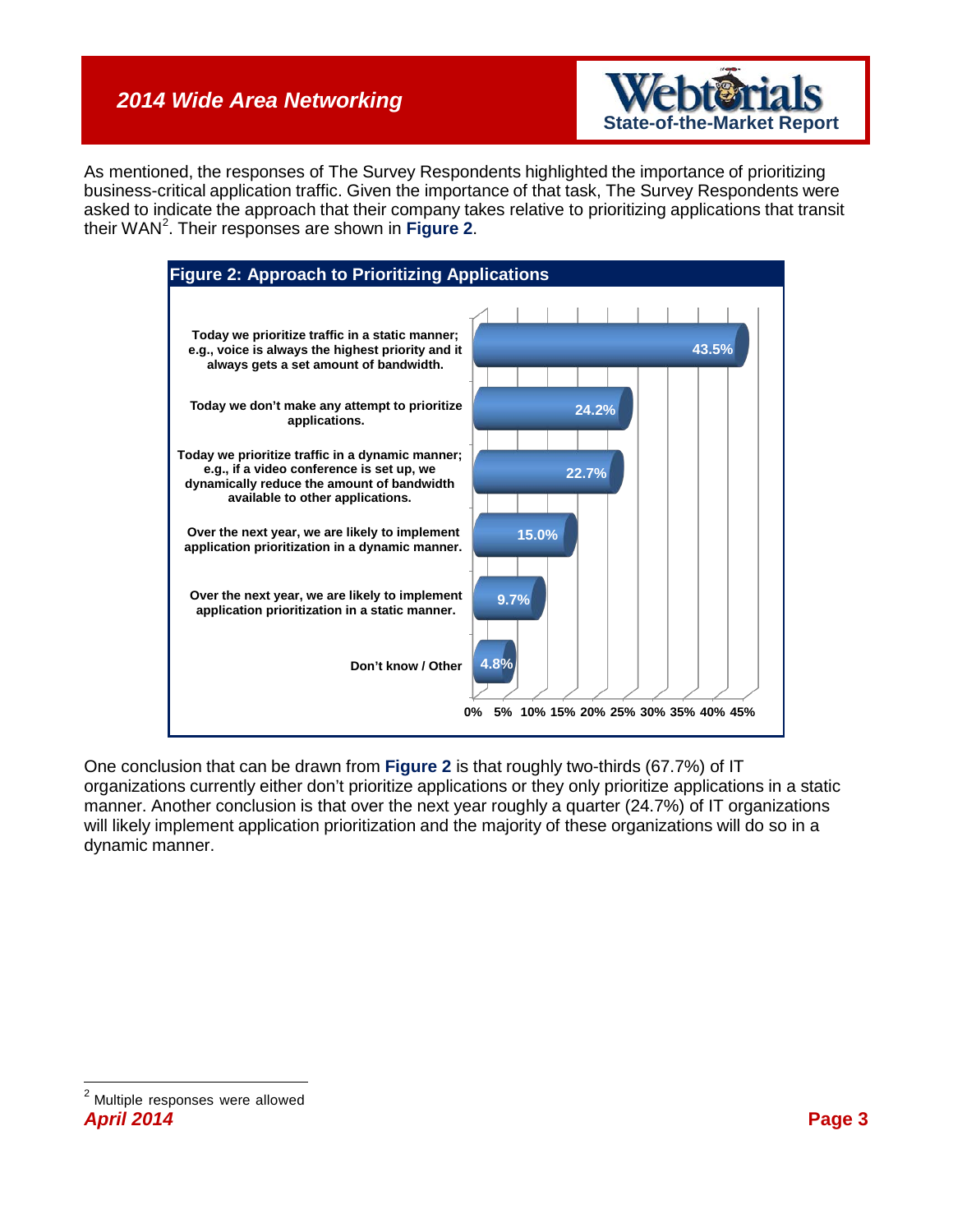As mentioned, the responses of The Survey Respondents highlighted the importance of prioritizing business-critical application traffic. Given the importance of that task, The Survey Respondents were asked to indicate the approach that their company takes relative to prioritizing applications that transit their WAN[2]. Their responses are shown in **Figure 2**.

**Figure 2: Approach to Prioritizing Applications**

| Approach | Percentage |
| --- | --- |
| Today we prioritize traffic in a static manner; e.g., voice is always the highest priority and it always gets a set amount of bandwidth. | 43.5% |
| Today we don't make any attempt to prioritize applications. | 24.2% |
| Today we prioritize traffic in a dynamic manner; e.g., if a video conference is set up, we dynamically reduce the amount of bandwidth available to other applications. | 22.7% |
| Over the next year, we are likely to implement application prioritization in a dynamic manner. | 15.0% |
| Over the next year, we are likely to implement application prioritization in a static manner. | 9.7% |
| Don't know / Other | 4.8% |

One conclusion that can be drawn from **Figure 2** is that roughly two-thirds (67.7%) of IT organizations currently either don't prioritize applications or they only prioritize applications in a static manner. Another conclusion is that over the next year roughly a quarter (24.7%) of IT organizations will likely implement application prioritization and the majority of these organizations will do so in a dynamic manner.

[2] Multiple responses were allowed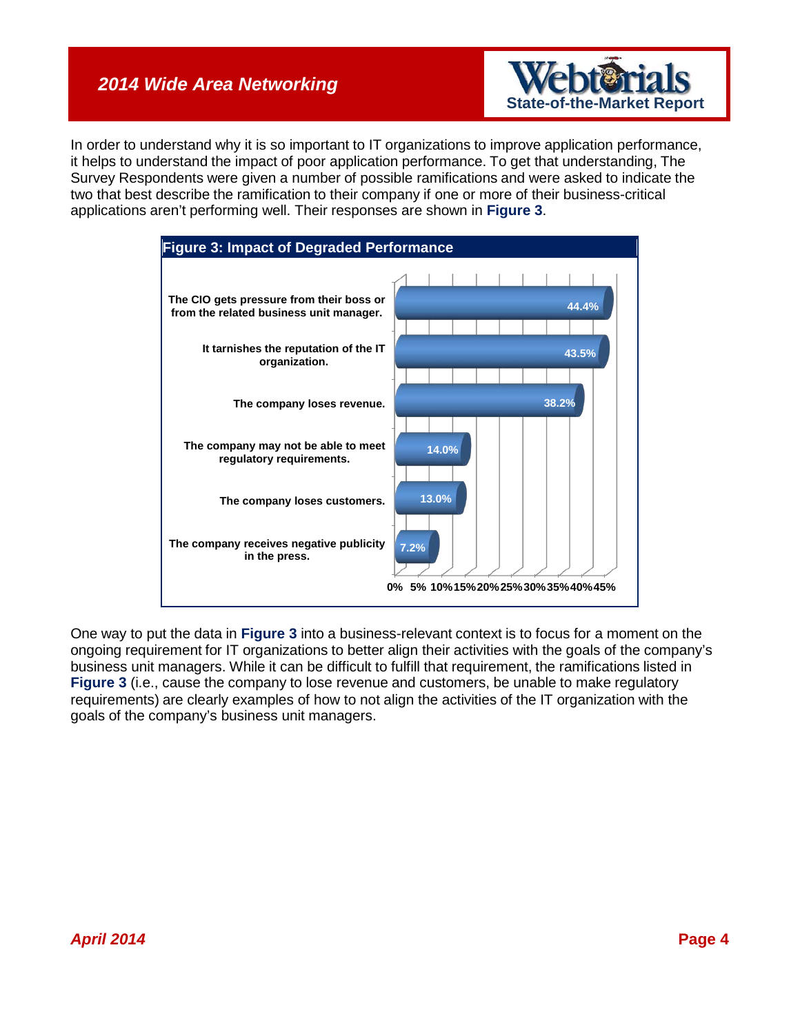In order to understand why it is so important to IT organizations to improve application performance, it helps to understand the impact of poor application performance. To get that understanding, The Survey Respondents were given a number of possible ramifications and were asked to indicate the two that best describe the ramification to their company if one or more of their business-critical applications aren't performing well. Their responses are shown in **Figure 3**.

**Figure 3: Impact of Degraded Performance**

| Ramification | Percentage |
|---|---|
| The CIO gets pressure from their boss or from the related business unit manager. | 44.4% |
| It tarnishes the reputation of the IT organization. | 43.5% |
| The company loses revenue. | 38.2% |
| The company may not be able to meet regulatory requirements. | 14.0% |
| The company loses customers. | 13.0% |
| The company receives negative publicity in the press. | 7.2% |

One way to put the data in **Figure 3** into a business-relevant context is to focus for a moment on the ongoing requirement for IT organizations to better align their activities with the goals of the company's business unit managers. While it can be difficult to fulfill that requirement, the ramifications listed in **Figure 3** (i.e., cause the company to lose revenue and customers, be unable to make regulatory requirements) are clearly examples of how to not align the activities of the IT organization with the goals of the company's business unit managers.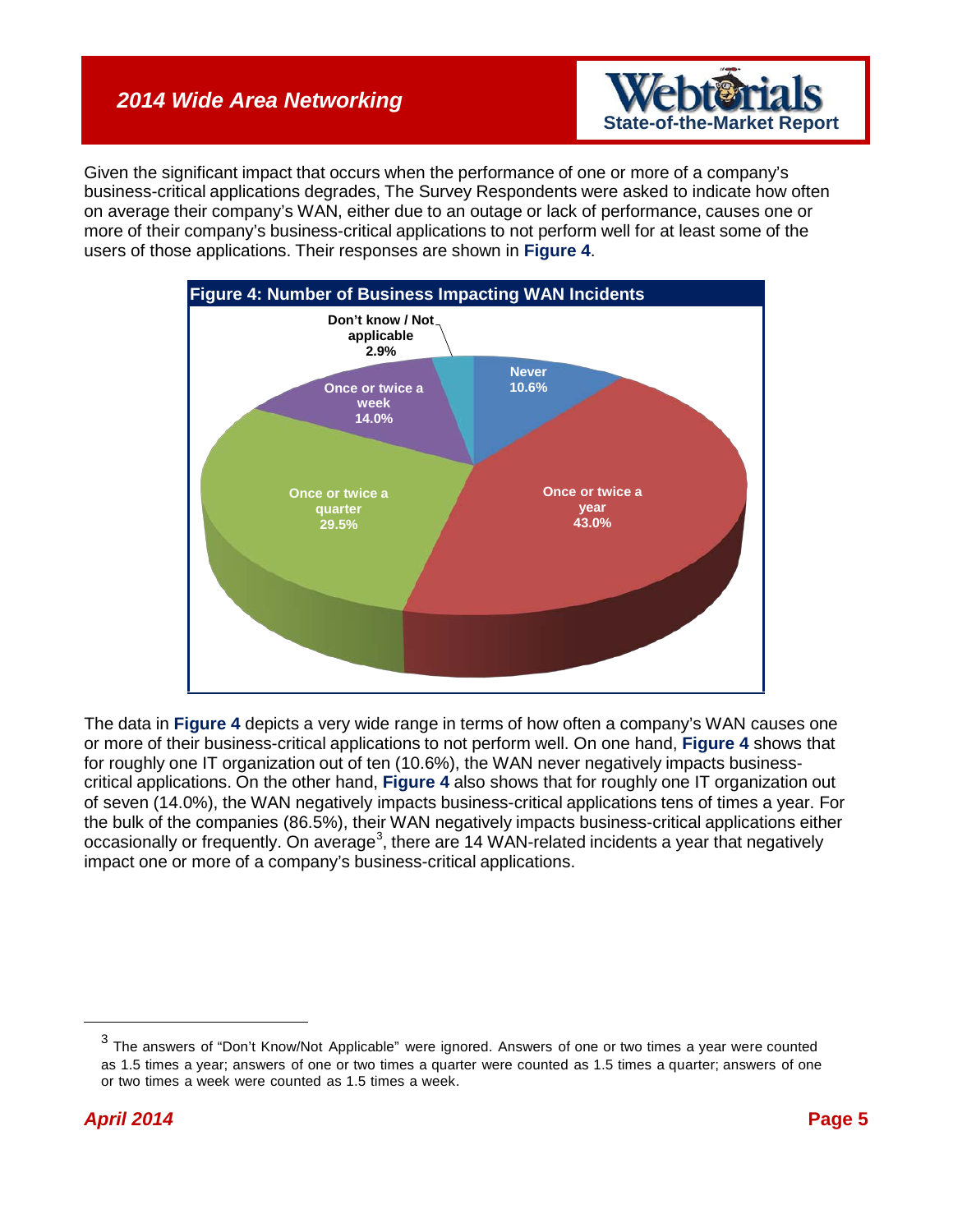Given the significant impact that occurs when the performance of one or more of a company's business-critical applications degrades, The Survey Respondents were asked to indicate how often on average their company's WAN, either due to an outage or lack of performance, causes one or more of their company's business-critical applications to not perform well for at least some of the users of those applications. Their responses are shown in **Figure 4**.

**Figure 4: Number of Business Impacting WAN Incidents**

| Response | Percentage |
|---|---|
| Never | 10.6% |
| Once or twice a year | 43.0% |
| Once or twice a quarter | 29.5% |
| Once or twice a week | 14.0% |
| Don't know / Not applicable | 2.9% |

The data in **Figure 4** depicts a very wide range in terms of how often a company's WAN causes one or more of their business-critical applications to not perform well. On one hand, **Figure 4** shows that for roughly one IT organization out of ten (10.6%), the WAN never negatively impacts business-critical applications. On the other hand, **Figure 4** also shows that for roughly one IT organization out of seven (14.0%), the WAN negatively impacts business-critical applications tens of times a year. For the bulk of the companies (86.5%), their WAN negatively impacts business-critical applications either occasionally or frequently. On average[3], there are 14 WAN-related incidents a year that negatively impact one or more of a company's business-critical applications.

---

[3] The answers of "Don't Know/Not Applicable" were ignored. Answers of one or two times a year were counted as 1.5 times a year; answers of one or two times a quarter were counted as 1.5 times a quarter; answers of one or two times a week were counted as 1.5 times a week.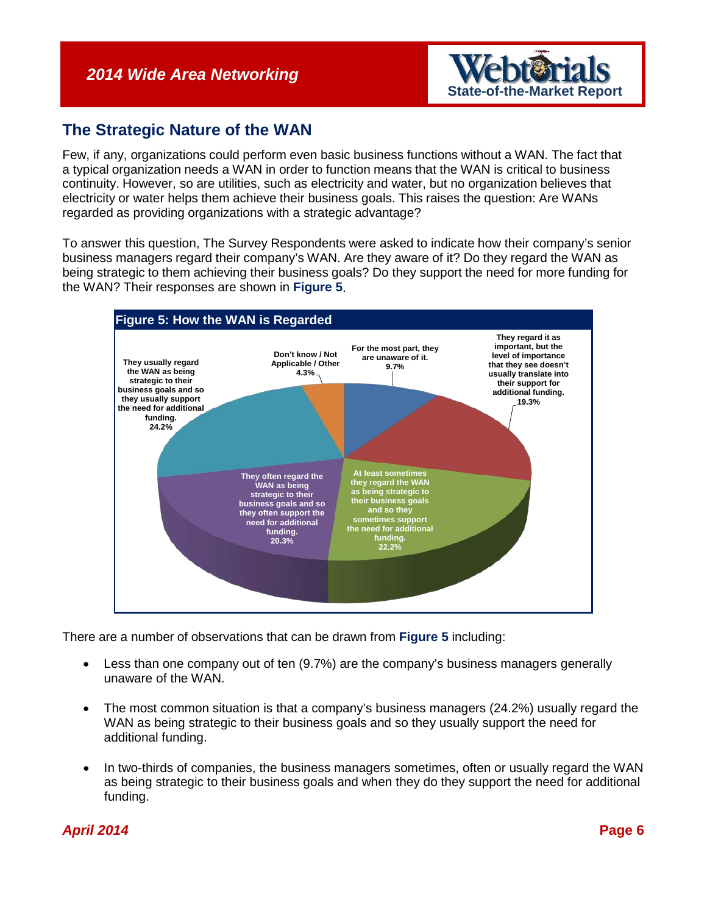## The Strategic Nature of the WAN

Few, if any, organizations could perform even basic business functions without a WAN. The fact that a typical organization needs a WAN in order to function means that the WAN is critical to business continuity. However, so are utilities, such as electricity and water, but no organization believes that electricity or water helps them achieve their business goals. This raises the question: Are WANs regarded as providing organizations with a strategic advantage?

To answer this question, The Survey Respondents were asked to indicate how their company's senior business managers regard their company's WAN. Are they aware of it? Do they regard the WAN as being strategic to them achieving their business goals? Do they support the need for more funding for the WAN? Their responses are shown in **Figure 5**.

**Figure 5: How the WAN is Regarded**

| Response | Percentage |
|---|---|
| For the most part, they are unaware of it. | 9.7% |
| They regard it as important, but the level of importance that they see doesn't usually translate into their support for additional funding. | 19.3% |
| At least sometimes they regard the WAN as being strategic to their business goals and so they sometimes support the need for additional funding. | 22.2% |
| They often regard the WAN as being strategic to their business goals and so they often support the need for additional funding. | 20.3% |
| They usually regard the WAN as being strategic to their business goals and so they usually support the need for additional funding. | 24.2% |
| Don't know / Not Applicable / Other | 4.3% |

There are a number of observations that can be drawn from **Figure 5** including:

- Less than one company out of ten (9.7%) are the company's business managers generally unaware of the WAN.
- The most common situation is that a company's business managers (24.2%) usually regard the WAN as being strategic to their business goals and so they usually support the need for additional funding.
- In two-thirds of companies, the business managers sometimes, often or usually regard the WAN as being strategic to their business goals and when they do they support the need for additional funding.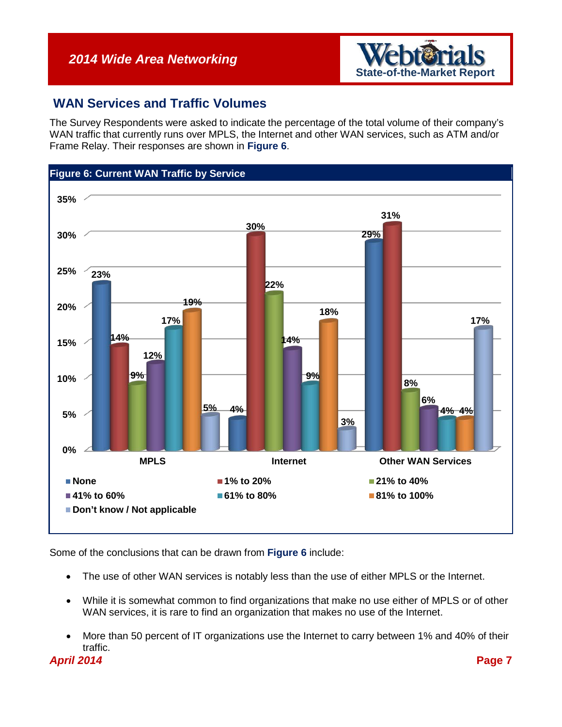## WAN Services and Traffic Volumes

The Survey Respondents were asked to indicate the percentage of the total volume of their company's WAN traffic that currently runs over MPLS, the Internet and other WAN services, such as ATM and/or Frame Relay. Their responses are shown in **Figure 6**.

**Figure 6: Current WAN Traffic by Service**

| | None | 1% to 20% | 21% to 40% | 41% to 60% | 61% to 80% | 81% to 100% | Don't know / Not applicable |
|---|---|---|---|---|---|---|---|
| MPLS | 23% | 14% | 9% | 12% | 17% | 19% | 5% |
| Internet | 4% | 30% | 22% | 14% | 9% | 18% | 3% |
| Other WAN Services | 29% | 31% | 8% | 6% | 4% | 4% | 17% |

Some of the conclusions that can be drawn from **Figure 6** include:

- The use of other WAN services is notably less than the use of either MPLS or the Internet.
- While it is somewhat common to find organizations that make no use either of MPLS or of other WAN services, it is rare to find an organization that makes no use of the Internet.
- More than 50 percent of IT organizations use the Internet to carry between 1% and 40% of their traffic.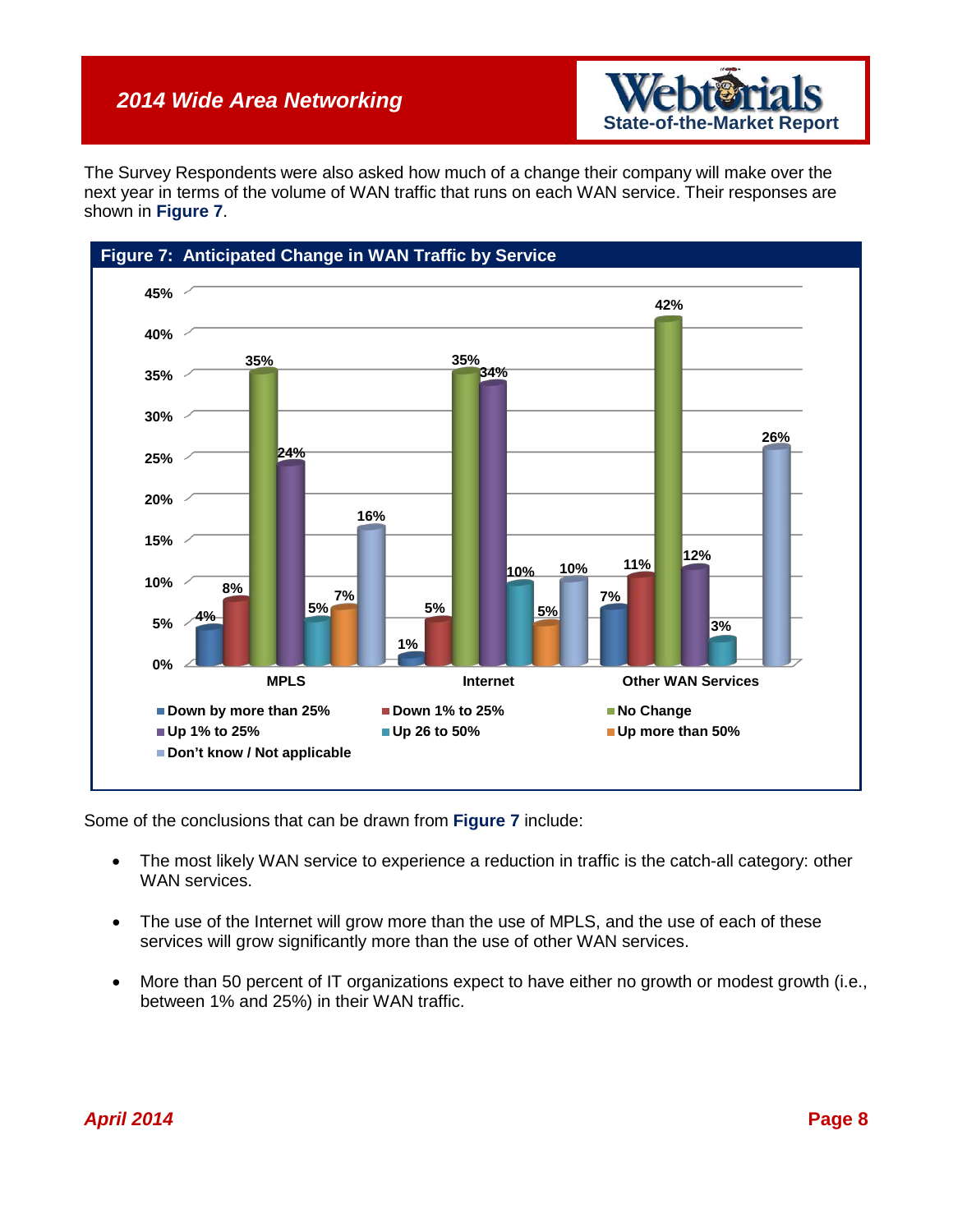The Survey Respondents were also asked how much of a change their company will make over the next year in terms of the volume of WAN traffic that runs on each WAN service. Their responses are shown in **Figure 7**.

**Figure 7: Anticipated Change in WAN Traffic by Service**

| | MPLS | Internet | Other WAN Services |
|---|---|---|---|
| Down by more than 25% | 4% | 1% | 7% |
| Down 1% to 25% | 8% | 5% | 11% |
| No Change | 35% | 35% | 42% |
| Up 1% to 25% | 24% | 34% | 12% |
| Up 26 to 50% | 5% | 10% | 3% |
| Up more than 50% | 7% | 5% | |
| Don't know / Not applicable | 16% | 10% | 26% |

Some of the conclusions that can be drawn from **Figure 7** include:

- The most likely WAN service to experience a reduction in traffic is the catch-all category: other WAN services.
- The use of the Internet will grow more than the use of MPLS, and the use of each of these services will grow significantly more than the use of other WAN services.
- More than 50 percent of IT organizations expect to have either no growth or modest growth (i.e., between 1% and 25%) in their WAN traffic.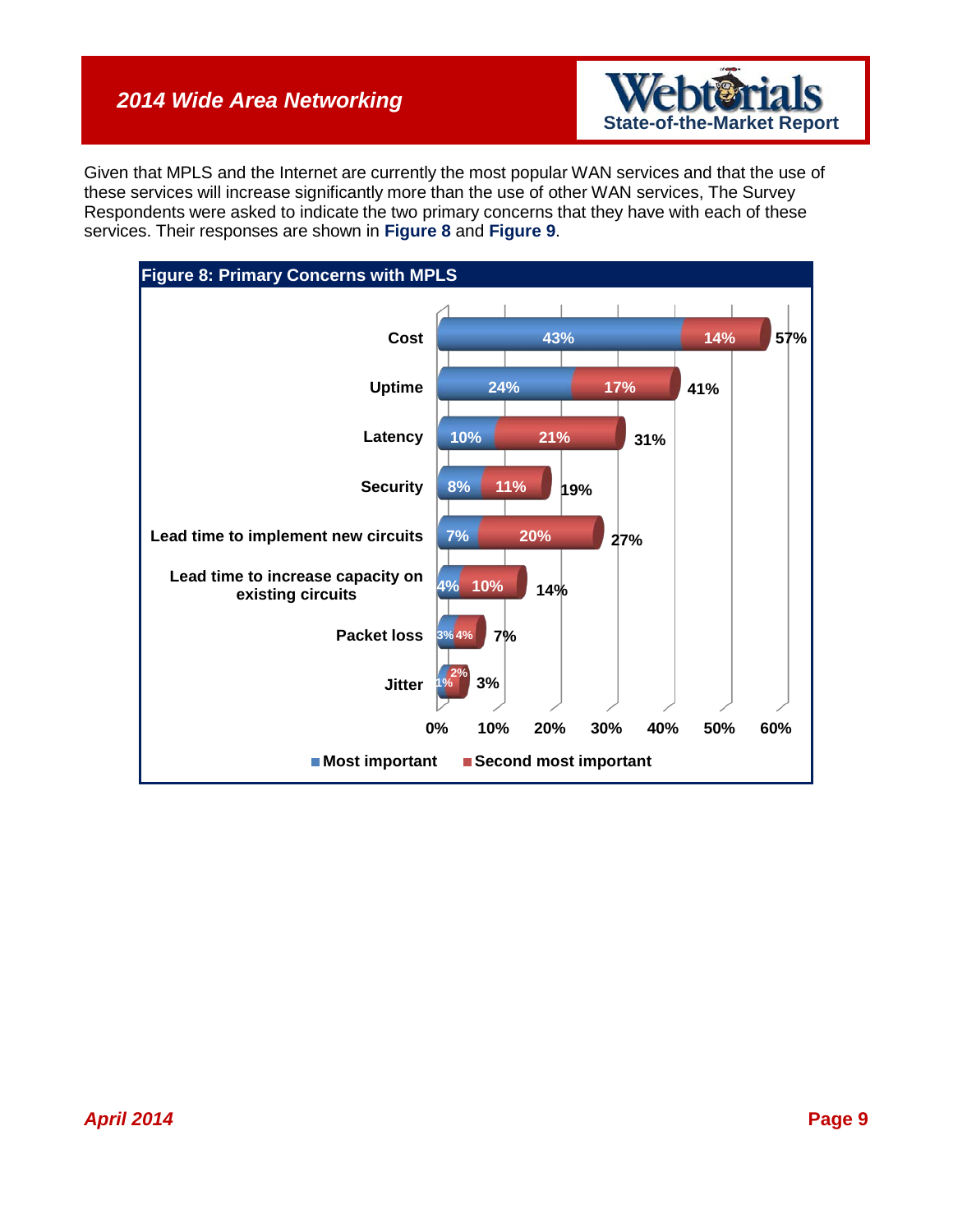Given that MPLS and the Internet are currently the most popular WAN services and that the use of these services will increase significantly more than the use of other WAN services, The Survey Respondents were asked to indicate the two primary concerns that they have with each of these services. Their responses are shown in **Figure 8** and **Figure 9**.

**Figure 8: Primary Concerns with MPLS**

| Concern | Most important | Second most important | Total |
|---|---|---|---|
| Cost | 43% | 14% | 57% |
| Uptime | 24% | 17% | 41% |
| Latency | 10% | 21% | 31% |
| Security | 8% | 11% | 19% |
| Lead time to implement new circuits | 7% | 20% | 27% |
| Lead time to increase capacity on existing circuits | 4% | 10% | 14% |
| Packet loss | 3% | 4% | 7% |
| Jitter | 1% | 2% | 3% |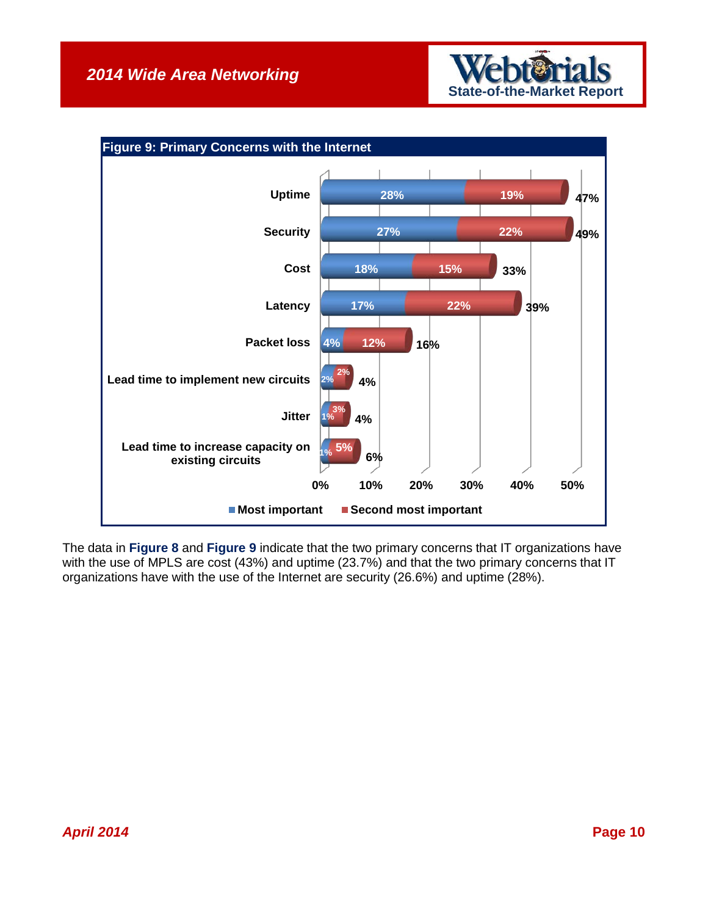**Figure 9: Primary Concerns with the Internet**

| Concern | Most important | Second most important | Total |
|---|---|---|---|
| Uptime | 28% | 19% | 47% |
| Security | 27% | 22% | 49% |
| Cost | 18% | 15% | 33% |
| Latency | 17% | 22% | 39% |
| Packet loss | 4% | 12% | 16% |
| Lead time to implement new circuits | 2% | 2% | 4% |
| Jitter | 1% | 3% | 4% |
| Lead time to increase capacity on existing circuits | 1% | 5% | 6% |

The data in **Figure 8** and **Figure 9** indicate that the two primary concerns that IT organizations have with the use of MPLS are cost (43%) and uptime (23.7%) and that the two primary concerns that IT organizations have with the use of the Internet are security (26.6%) and uptime (28%).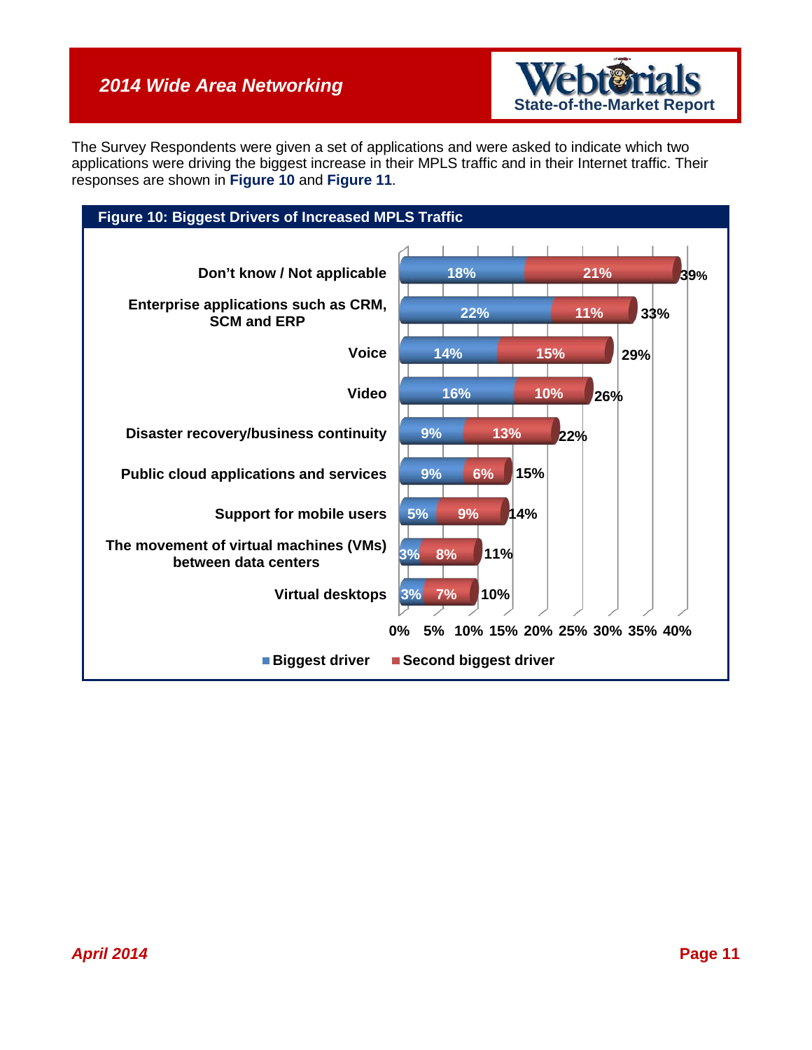The Survey Respondents were given a set of applications and were asked to indicate which two applications were driving the biggest increase in their MPLS traffic and in their Internet traffic. Their responses are shown in **Figure 10** and **Figure 11**.

**Figure 10: Biggest Drivers of Increased MPLS Traffic**

| Application | Biggest driver | Second biggest driver | Total |
|---|---|---|---|
| Don't know / Not applicable | 18% | 21% | 39% |
| Enterprise applications such as CRM, SCM and ERP | 22% | 11% | 33% |
| Voice | 14% | 15% | 29% |
| Video | 16% | 10% | 26% |
| Disaster recovery/business continuity | 9% | 13% | 22% |
| Public cloud applications and services | 9% | 6% | 15% |
| Support for mobile users | 5% | 9% | 14% |
| The movement of virtual machines (VMs) between data centers | 3% | 8% | 11% |
| Virtual desktops | 3% | 7% | 10% |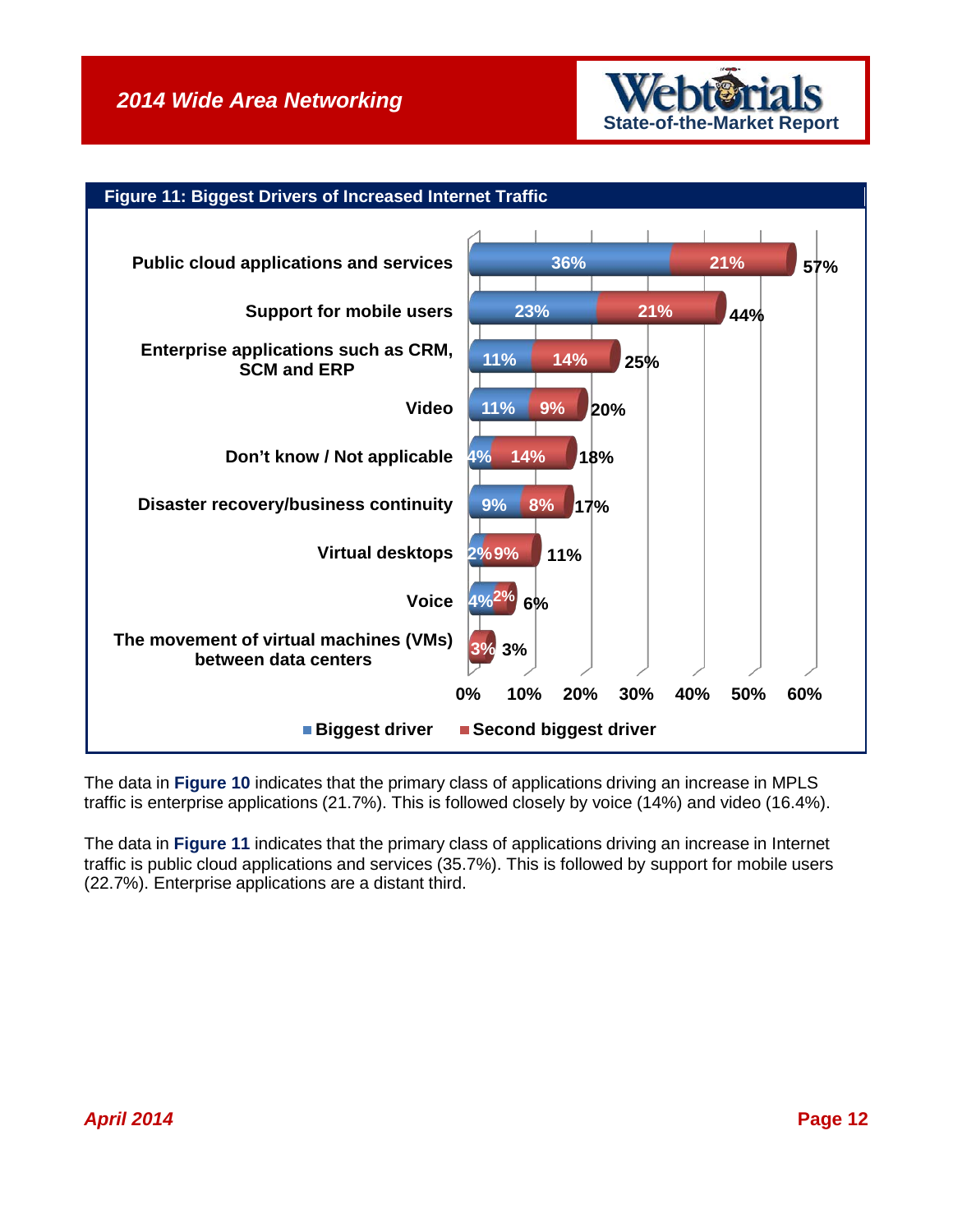**Figure 11: Biggest Drivers of Increased Internet Traffic**

| Driver | Biggest driver | Second biggest driver | Total |
|---|---|---|---|
| Public cloud applications and services | 36% | 21% | 57% |
| Support for mobile users | 23% | 21% | 44% |
| Enterprise applications such as CRM, SCM and ERP | 11% | 14% | 25% |
| Video | 11% | 9% | 20% |
| Don't know / Not applicable | 4% | 14% | 18% |
| Disaster recovery/business continuity | 9% | 8% | 17% |
| Virtual desktops | 2% | 9% | 11% |
| Voice | 4% | 2% | 6% |
| The movement of virtual machines (VMs) between data centers | | 3% | 3% |

The data in **Figure 10** indicates that the primary class of applications driving an increase in MPLS traffic is enterprise applications (21.7%). This is followed closely by voice (14%) and video (16.4%).

The data in **Figure 11** indicates that the primary class of applications driving an increase in Internet traffic is public cloud applications and services (35.7%). This is followed by support for mobile users (22.7%). Enterprise applications are a distant third.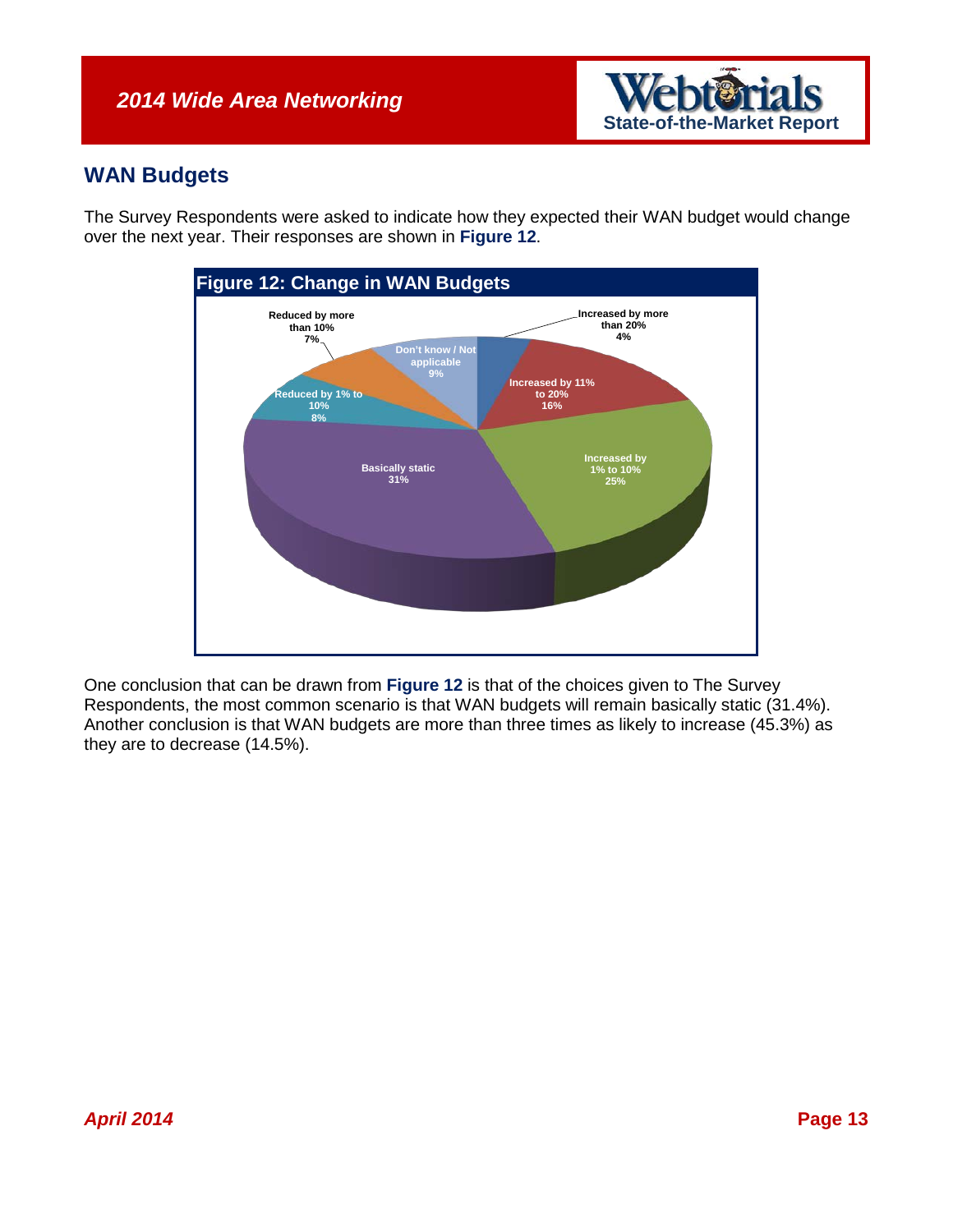## WAN Budgets

The Survey Respondents were asked to indicate how they expected their WAN budget would change over the next year. Their responses are shown in **Figure 12**.

**Figure 12: Change in WAN Budgets**

| Response | Percentage |
|---|---|
| Increased by more than 20% | 4% |
| Increased by 11% to 20% | 16% |
| Increased by 1% to 10% | 25% |
| Basically static | 31% |
| Reduced by 1% to 10% | 8% |
| Reduced by more than 10% | 7% |
| Don't know / Not applicable | 9% |

One conclusion that can be drawn from **Figure 12** is that of the choices given to The Survey Respondents, the most common scenario is that WAN budgets will remain basically static (31.4%). Another conclusion is that WAN budgets are more than three times as likely to increase (45.3%) as they are to decrease (14.5%).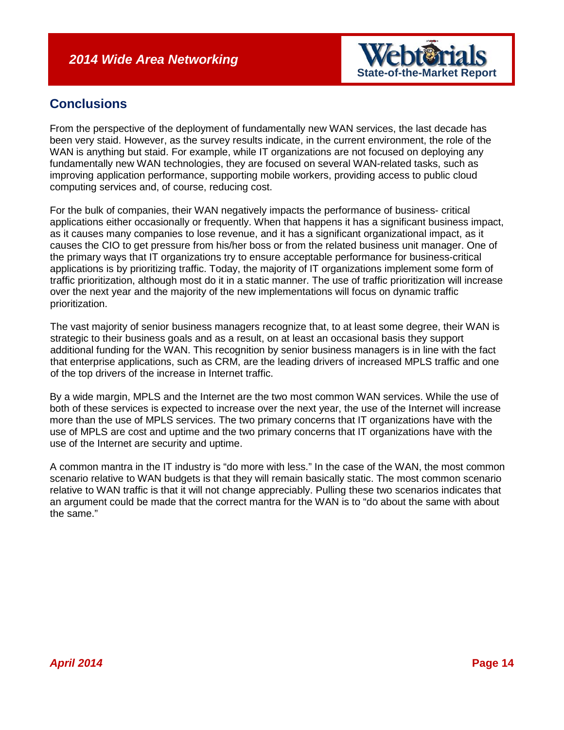## Conclusions

From the perspective of the deployment of fundamentally new WAN services, the last decade has been very staid. However, as the survey results indicate, in the current environment, the role of the WAN is anything but staid. For example, while IT organizations are not focused on deploying any fundamentally new WAN technologies, they are focused on several WAN-related tasks, such as improving application performance, supporting mobile workers, providing access to public cloud computing services and, of course, reducing cost.

For the bulk of companies, their WAN negatively impacts the performance of business- critical applications either occasionally or frequently. When that happens it has a significant business impact, as it causes many companies to lose revenue, and it has a significant organizational impact, as it causes the CIO to get pressure from his/her boss or from the related business unit manager. One of the primary ways that IT organizations try to ensure acceptable performance for business-critical applications is by prioritizing traffic. Today, the majority of IT organizations implement some form of traffic prioritization, although most do it in a static manner. The use of traffic prioritization will increase over the next year and the majority of the new implementations will focus on dynamic traffic prioritization.

The vast majority of senior business managers recognize that, to at least some degree, their WAN is strategic to their business goals and as a result, on at least an occasional basis they support additional funding for the WAN. This recognition by senior business managers is in line with the fact that enterprise applications, such as CRM, are the leading drivers of increased MPLS traffic and one of the top drivers of the increase in Internet traffic.

By a wide margin, MPLS and the Internet are the two most common WAN services. While the use of both of these services is expected to increase over the next year, the use of the Internet will increase more than the use of MPLS services. The two primary concerns that IT organizations have with the use of MPLS are cost and uptime and the two primary concerns that IT organizations have with the use of the Internet are security and uptime.

A common mantra in the IT industry is "do more with less." In the case of the WAN, the most common scenario relative to WAN budgets is that they will remain basically static. The most common scenario relative to WAN traffic is that it will not change appreciably. Pulling these two scenarios indicates that an argument could be made that the correct mantra for the WAN is to "do about the same with about the same."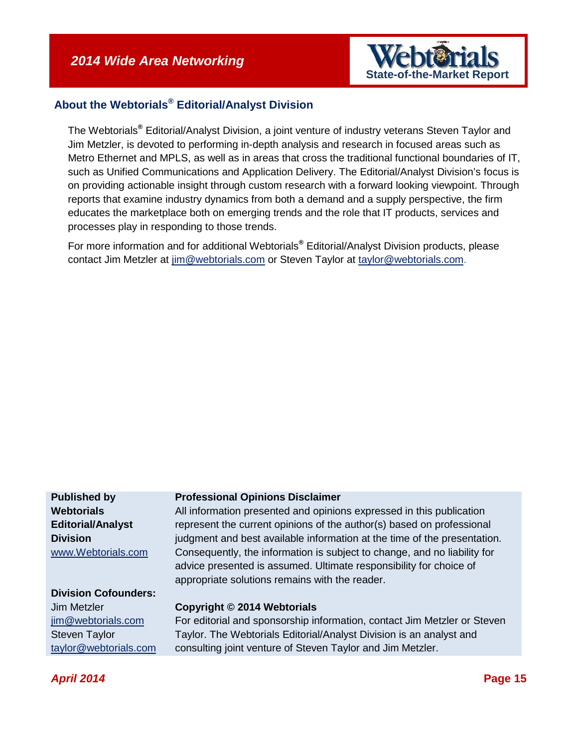## About the Webtorials® Editorial/Analyst Division

The Webtorials® Editorial/Analyst Division, a joint venture of industry veterans Steven Taylor and Jim Metzler, is devoted to performing in-depth analysis and research in focused areas such as Metro Ethernet and MPLS, as well as in areas that cross the traditional functional boundaries of IT, such as Unified Communications and Application Delivery. The Editorial/Analyst Division's focus is on providing actionable insight through custom research with a forward looking viewpoint. Through reports that examine industry dynamics from both a demand and a supply perspective, the firm educates the marketplace both on emerging trends and the role that IT products, services and processes play in responding to those trends.

For more information and for additional Webtorials® Editorial/Analyst Division products, please contact Jim Metzler at jim@webtorials.com or Steven Taylor at taylor@webtorials.com.

**Published by Webtorials Editorial/Analyst Division**
www.Webtorials.com

**Division Cofounders:**
Jim Metzler
jim@webtorials.com
Steven Taylor
taylor@webtorials.com

**Professional Opinions Disclaimer**
All information presented and opinions expressed in this publication represent the current opinions of the author(s) based on professional judgment and best available information at the time of the presentation. Consequently, the information is subject to change, and no liability for advice presented is assumed. Ultimate responsibility for choice of appropriate solutions remains with the reader.

**Copyright © 2014 Webtorials**
For editorial and sponsorship information, contact Jim Metzler or Steven Taylor. The Webtorials Editorial/Analyst Division is an analyst and consulting joint venture of Steven Taylor and Jim Metzler.